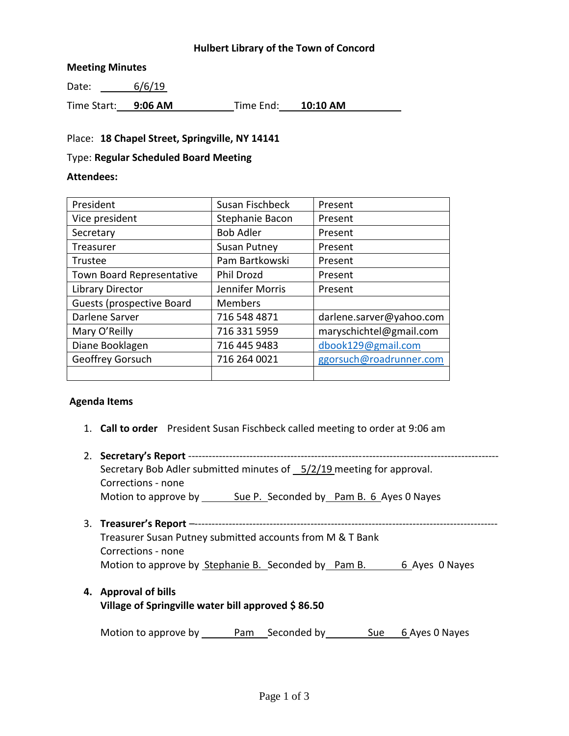**Hulbert Library of the Town of Concord**

**Meeting Minutes**

Date: 6/6/19

Time Start: **9:06 AM** Time End: **10:10 AM**

Place: **18 Chapel Street, Springville, NY 14141**

Type: **Regular Scheduled Board Meeting**

**Attendees:**

| | | |
|---|---|---|
| President | Susan Fischbeck | Present |
| Vice president | Stephanie Bacon | Present |
| Secretary | Bob Adler | Present |
| Treasurer | Susan Putney | Present |
| Trustee | Pam Bartkowski | Present |
| Town Board Representative | Phil Drozd | Present |
| Library Director | Jennifer Morris | Present |
| Guests (prospective Board | Members | |
| Darlene Sarver | 716 548 4871 | darlene.sarver@yahoo.com |
| Mary O'Reilly | 716 331 5959 | maryschichtel@gmail.com |
| Diane Booklagen | 716 445 9483 | dbook129@gmail.com |
| Geoffrey Gorsuch | 716 264 0021 | ggorsuch@roadrunner.com |
| | | |

**Agenda Items**

1. **Call to order** President Susan Fischbeck called meeting to order at 9:06 am

2. **Secretary's Report** ------------------------------------------------------------------------------------------
   Secretary Bob Adler submitted minutes of 5/2/19 meeting for approval.
   Corrections - none
   Motion to approve by Sue P. Seconded by Pam B. 6 Ayes 0 Nayes

3. **Treasurer's Report** –----------------------------------------------------------------------------------------
   Treasurer Susan Putney submitted accounts from M & T Bank
   Corrections - none
   Motion to approve by Stephanie B. Seconded by Pam B. 6 Ayes 0 Nayes

4. **Approval of bills**
   **Village of Springville water bill approved $ 86.50**

   Motion to approve by Pam Seconded by Sue 6 Ayes 0 Nayes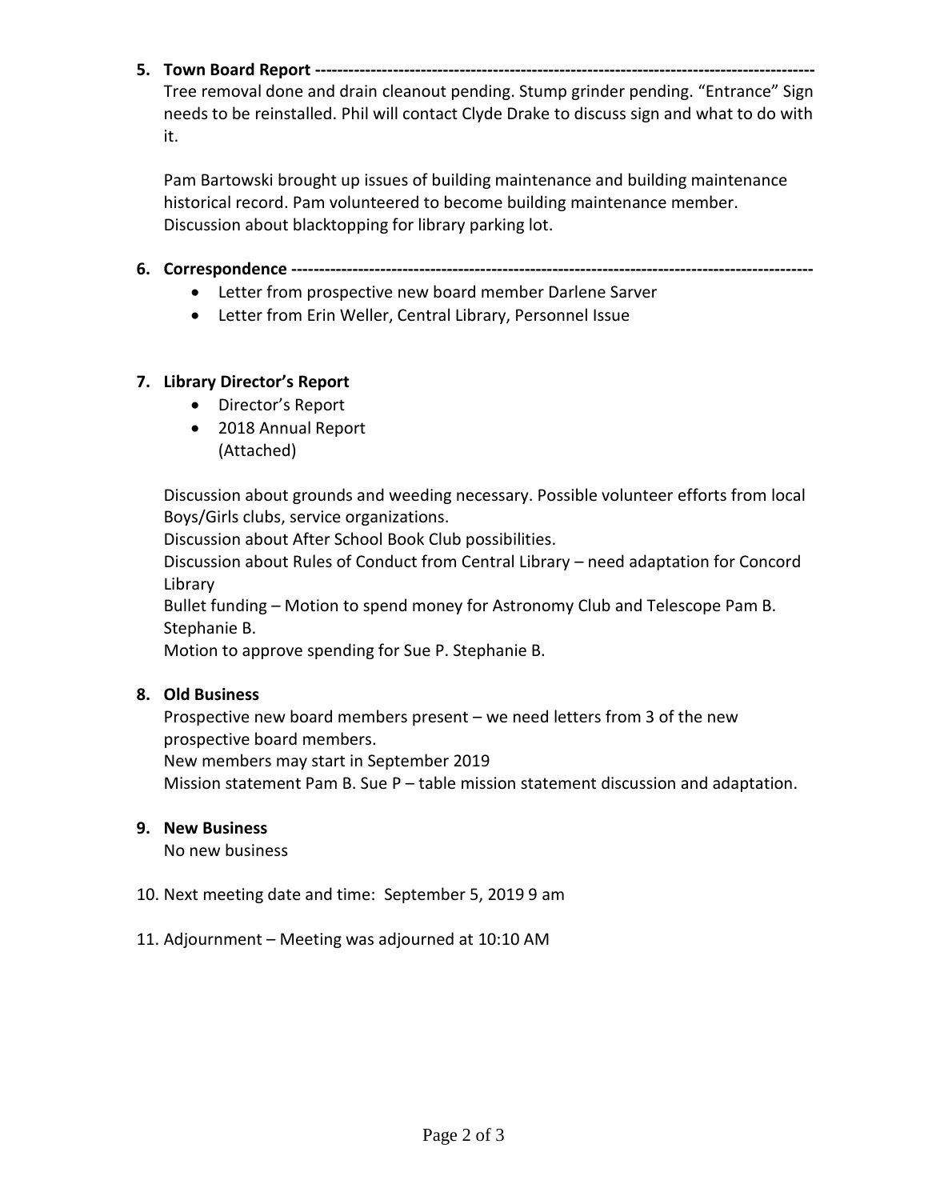5. **Town Board Report ------------------------------------------------------------------------------------------**
   Tree removal done and drain cleanout pending. Stump grinder pending. "Entrance" Sign needs to be reinstalled. Phil will contact Clyde Drake to discuss sign and what to do with it.

   Pam Bartowski brought up issues of building maintenance and building maintenance historical record. Pam volunteered to become building maintenance member. Discussion about blacktopping for library parking lot.

6. **Correspondence ---------------------------------------------------------------------------------------------**
   - Letter from prospective new board member Darlene Sarver
   - Letter from Erin Weller, Central Library, Personnel Issue

7. **Library Director's Report**
   - Director's Report
   - 2018 Annual Report
     (Attached)

   Discussion about grounds and weeding necessary. Possible volunteer efforts from local Boys/Girls clubs, service organizations.
   Discussion about After School Book Club possibilities.
   Discussion about Rules of Conduct from Central Library – need adaptation for Concord Library
   Bullet funding – Motion to spend money for Astronomy Club and Telescope Pam B. Stephanie B.
   Motion to approve spending for Sue P. Stephanie B.

8. **Old Business**
   Prospective new board members present – we need letters from 3 of the new prospective board members.
   New members may start in September 2019
   Mission statement Pam B. Sue P – table mission statement discussion and adaptation.

9. **New Business**
   No new business

10. Next meeting date and time: September 5, 2019 9 am

11. Adjournment – Meeting was adjourned at 10:10 AM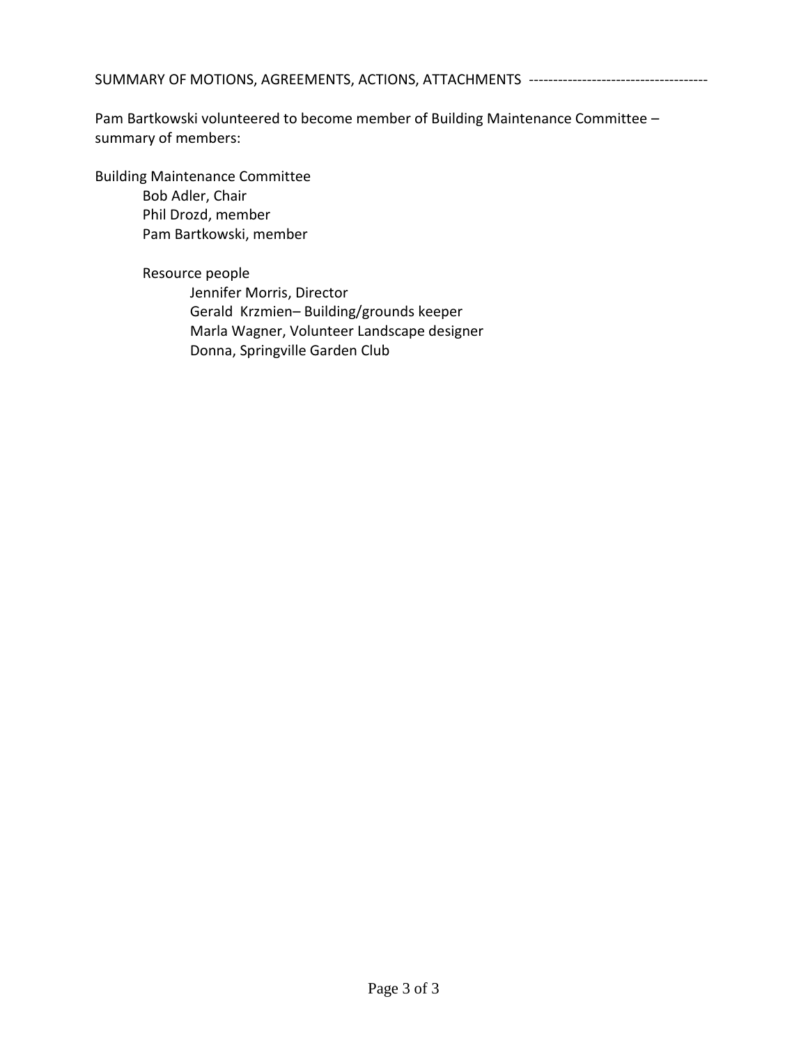SUMMARY OF MOTIONS, AGREEMENTS, ACTIONS, ATTACHMENTS -------------------------------------

Pam Bartkowski volunteered to become member of Building Maintenance Committee – summary of members:

Building Maintenance Committee

- Bob Adler, Chair
- Phil Drozd, member
- Pam Bartkowski, member

Resource people

- Jennifer Morris, Director
- Gerald Krzmien– Building/grounds keeper
- Marla Wagner, Volunteer Landscape designer
- Donna, Springville Garden Club